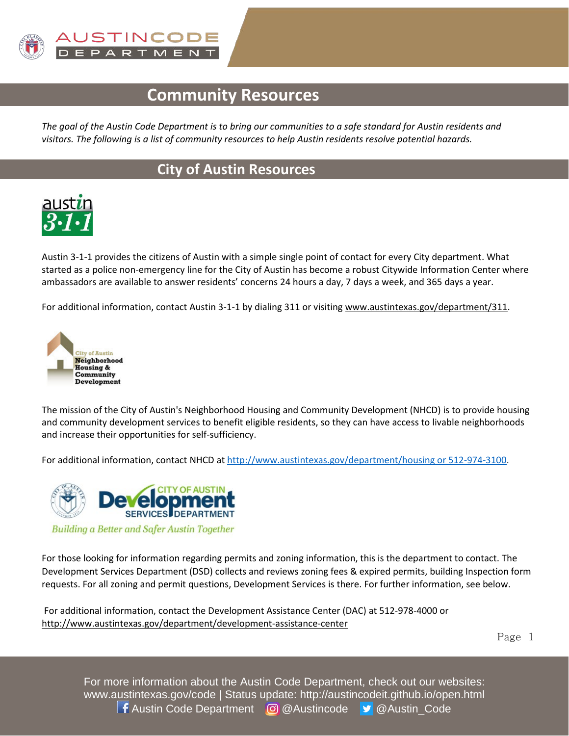# Community Resources

*The goal of the Austin Code Department is to bring our communities to a safe standard for Austin residents and visitors. The following is a list of community resources to help Austin residents resolve potential hazards.*

## City of Austin Resources

Austin 3-1-1 provides the citizens of Austin with a simple single point of contact for every City department. What started as a police non-emergency line for the City of Austin has become a robust Citywide Information Center where ambassadors are available to answer residents' concerns 24 hours a day, 7 days a week, and 365 days a year.

For additional information, contact Austin 3-1-1 by dialing 311 or visiting www.austintexas.gov/department/311.

The mission of the City of Austin's Neighborhood Housing and Community Development (NHCD) is to provide housing and community development services to benefit eligible residents, so they can have access to livable neighborhoods and increase their opportunities for self-sufficiency.

For additional information, contact NHCD at http://www.austintexas.gov/department/housing or 512-974-3100.

For those looking for information regarding permits and zoning information, this is the department to contact. The Development Services Department (DSD) collects and reviews zoning fees & expired permits, building Inspection form requests. For all zoning and permit questions, Development Services is there. For further information, see below.

For additional information, contact the Development Assistance Center (DAC) at 512-978-4000 or http://www.austintexas.gov/department/development-assistance-center

For more information about the Austin Code Department, check out our websites: www.austintexas.gov/code | Status update: http://austincodeit.github.io/open.html
Austin Code Department @Austincode @Austin_Code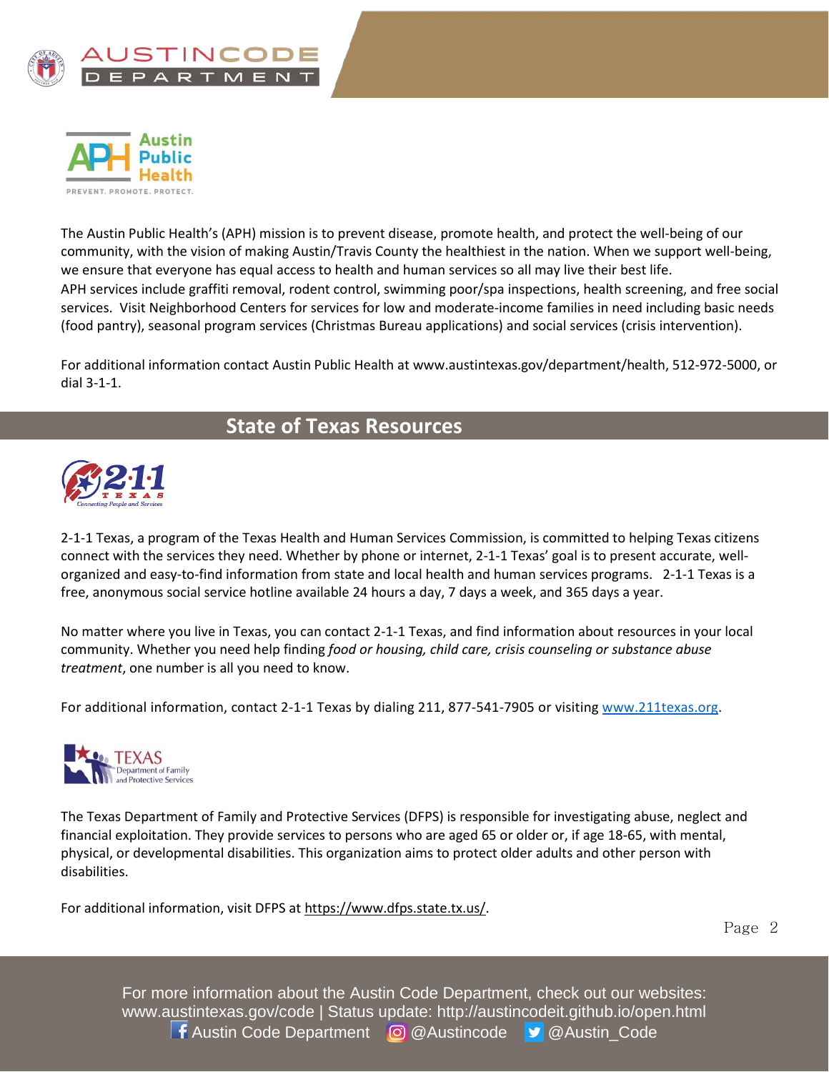The Austin Public Health's (APH) mission is to prevent disease, promote health, and protect the well-being of our community, with the vision of making Austin/Travis County the healthiest in the nation. When we support well-being, we ensure that everyone has equal access to health and human services so all may live their best life.
APH services include graffiti removal, rodent control, swimming poor/spa inspections, health screening, and free social services. Visit Neighborhood Centers for services for low and moderate-income families in need including basic needs (food pantry), seasonal program services (Christmas Bureau applications) and social services (crisis intervention).

For additional information contact Austin Public Health at www.austintexas.gov/department/health, 512-972-5000, or dial 3-1-1.

## State of Texas Resources

2-1-1 Texas, a program of the Texas Health and Human Services Commission, is committed to helping Texas citizens connect with the services they need. Whether by phone or internet, 2-1-1 Texas' goal is to present accurate, well-organized and easy-to-find information from state and local health and human services programs. 2-1-1 Texas is a free, anonymous social service hotline available 24 hours a day, 7 days a week, and 365 days a year.

No matter where you live in Texas, you can contact 2-1-1 Texas, and find information about resources in your local community. Whether you need help finding *food or housing, child care, crisis counseling or substance abuse treatment*, one number is all you need to know.

For additional information, contact 2-1-1 Texas by dialing 211, 877-541-7905 or visiting www.211texas.org.

The Texas Department of Family and Protective Services (DFPS) is responsible for investigating abuse, neglect and financial exploitation. They provide services to persons who are aged 65 or older or, if age 18-65, with mental, physical, or developmental disabilities. This organization aims to protect older adults and other person with disabilities.

For additional information, visit DFPS at https://www.dfps.state.tx.us/.

For more information about the Austin Code Department, check out our websites:
www.austintexas.gov/code | Status update: http://austincodeit.github.io/open.html
Austin Code Department @Austincode @Austin_Code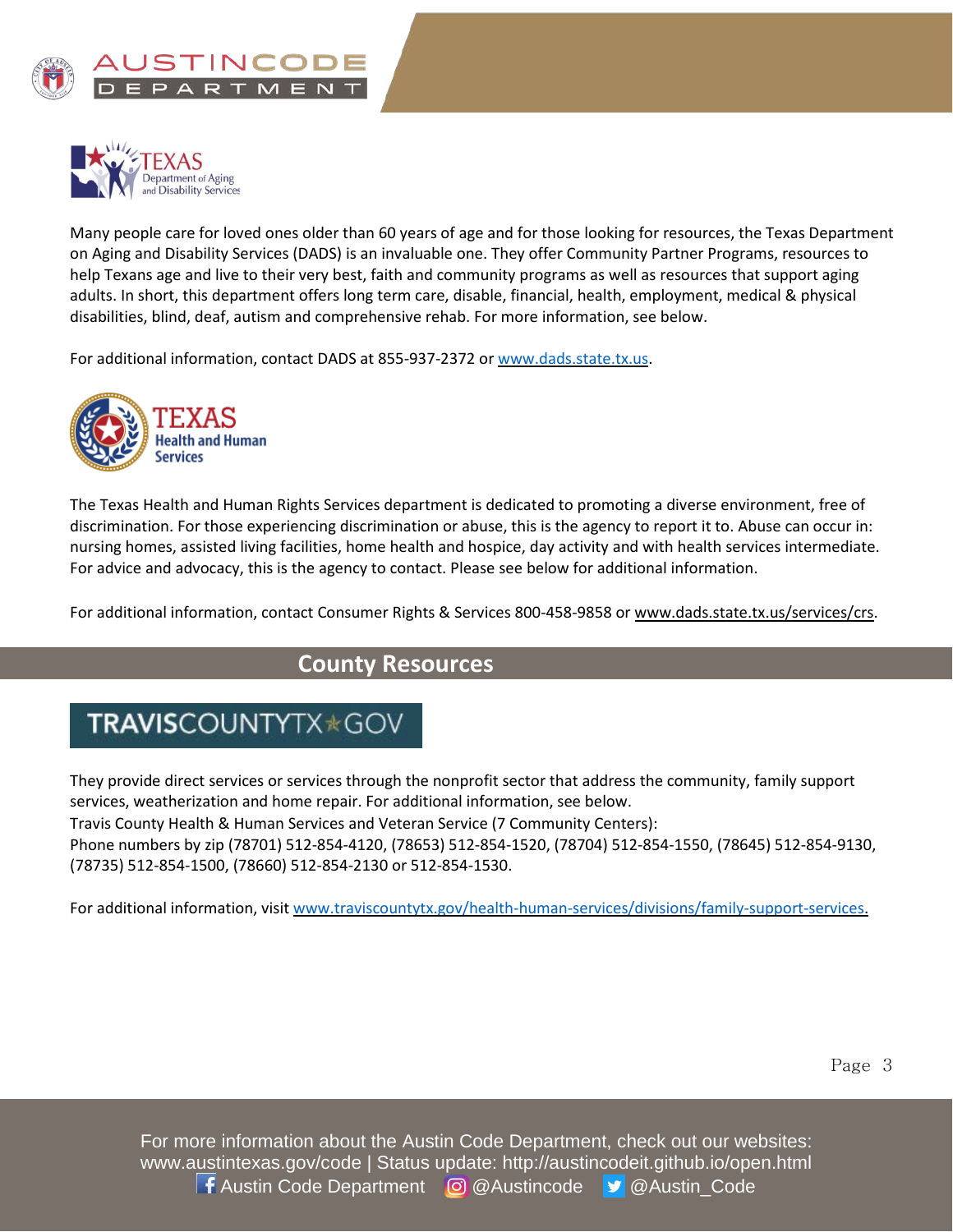Many people care for loved ones older than 60 years of age and for those looking for resources, the Texas Department on Aging and Disability Services (DADS) is an invaluable one. They offer Community Partner Programs, resources to help Texans age and live to their very best, faith and community programs as well as resources that support aging adults. In short, this department offers long term care, disable, financial, health, employment, medical & physical disabilities, blind, deaf, autism and comprehensive rehab. For more information, see below.

For additional information, contact DADS at 855-937-2372 or [www.dads.state.tx.us](http://www.dads.state.tx.us).

The Texas Health and Human Rights Services department is dedicated to promoting a diverse environment, free of discrimination. For those experiencing discrimination or abuse, this is the agency to report it to. Abuse can occur in: nursing homes, assisted living facilities, home health and hospice, day activity and with health services intermediate. For advice and advocacy, this is the agency to contact. Please see below for additional information.

For additional information, contact Consumer Rights & Services 800-458-9858 or www.dads.state.tx.us/services/crs.

## County Resources

They provide direct services or services through the nonprofit sector that address the community, family support services, weatherization and home repair. For additional information, see below.
Travis County Health & Human Services and Veteran Service (7 Community Centers):
Phone numbers by zip (78701) 512-854-4120, (78653) 512-854-1520, (78704) 512-854-1550, (78645) 512-854-9130, (78735) 512-854-1500, (78660) 512-854-2130 or 512-854-1530.

For additional information, visit [www.traviscountytx.gov/health-human-services/divisions/family-support-services.](http://www.traviscountytx.gov/health-human-services/divisions/family-support-services)

For more information about the Austin Code Department, check out our websites:
www.austintexas.gov/code | Status update: http://austincodeit.github.io/open.html
Austin Code Department @Austincode @Austin_Code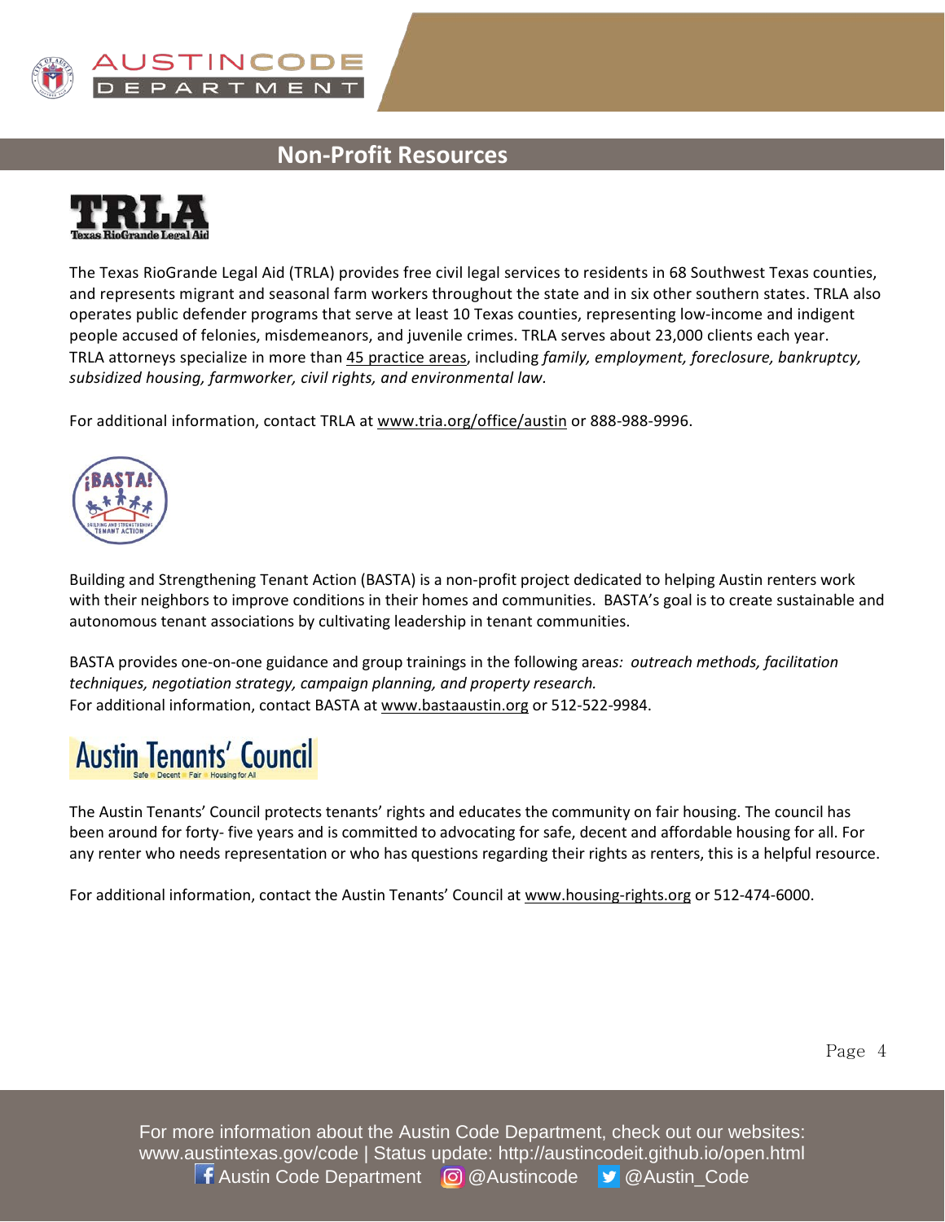## Non-Profit Resources

**TRLA**
Texas RioGrande Legal Aid

The Texas RioGrande Legal Aid (TRLA) provides free civil legal services to residents in 68 Southwest Texas counties, and represents migrant and seasonal farm workers throughout the state and in six other southern states. TRLA also operates public defender programs that serve at least 10 Texas counties, representing low-income and indigent people accused of felonies, misdemeanors, and juvenile crimes. TRLA serves about 23,000 clients each year. TRLA attorneys specialize in more than 45 practice areas, including *family, employment, foreclosure, bankruptcy, subsidized housing, farmworker, civil rights, and environmental law.*

For additional information, contact TRLA at www.tria.org/office/austin or 888-988-9996.

**¡BASTA!**
Building and Strengthening Tenant Action

Building and Strengthening Tenant Action (BASTA) is a non-profit project dedicated to helping Austin renters work with their neighbors to improve conditions in their homes and communities. BASTA's goal is to create sustainable and autonomous tenant associations by cultivating leadership in tenant communities.

BASTA provides one-on-one guidance and group trainings in the following areas*: outreach methods, facilitation techniques, negotiation strategy, campaign planning, and property research.*
For additional information, contact BASTA at www.bastaaustin.org or 512-522-9984.

**Austin Tenants' Council**
Safe Decent Fair Housing for All

The Austin Tenants' Council protects tenants' rights and educates the community on fair housing. The council has been around for forty- five years and is committed to advocating for safe, decent and affordable housing for all. For any renter who needs representation or who has questions regarding their rights as renters, this is a helpful resource.

For additional information, contact the Austin Tenants' Council at www.housing-rights.org or 512-474-6000.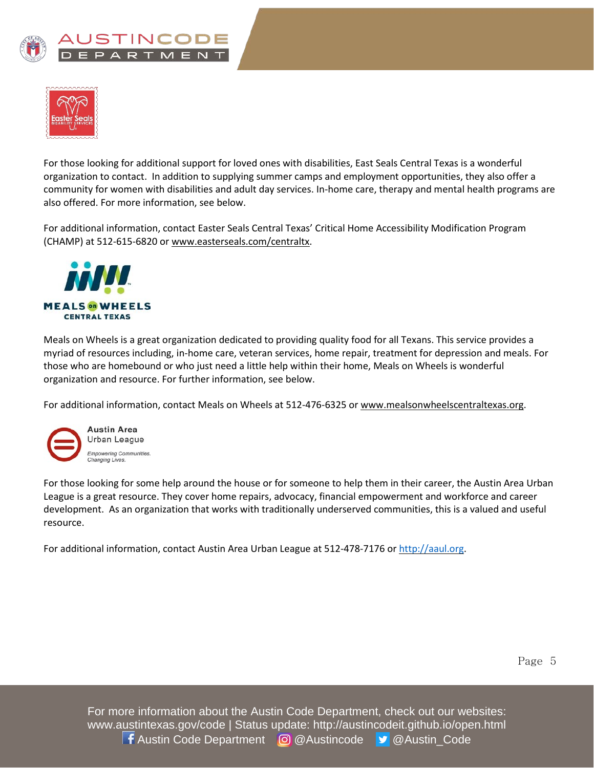For those looking for additional support for loved ones with disabilities, East Seals Central Texas is a wonderful organization to contact. In addition to supplying summer camps and employment opportunities, they also offer a community for women with disabilities and adult day services. In-home care, therapy and mental health programs are also offered. For more information, see below.

For additional information, contact Easter Seals Central Texas' Critical Home Accessibility Modification Program (CHAMP) at 512-615-6820 or www.easterseals.com/centraltx.

Meals on Wheels is a great organization dedicated to providing quality food for all Texans. This service provides a myriad of resources including, in-home care, veteran services, home repair, treatment for depression and meals. For those who are homebound or who just need a little help within their home, Meals on Wheels is wonderful organization and resource. For further information, see below.

For additional information, contact Meals on Wheels at 512-476-6325 or www.mealsonwheelscentraltexas.org.

For those looking for some help around the house or for someone to help them in their career, the Austin Area Urban League is a great resource. They cover home repairs, advocacy, financial empowerment and workforce and career development. As an organization that works with traditionally underserved communities, this is a valued and useful resource.

For additional information, contact Austin Area Urban League at 512-478-7176 or http://aaul.org.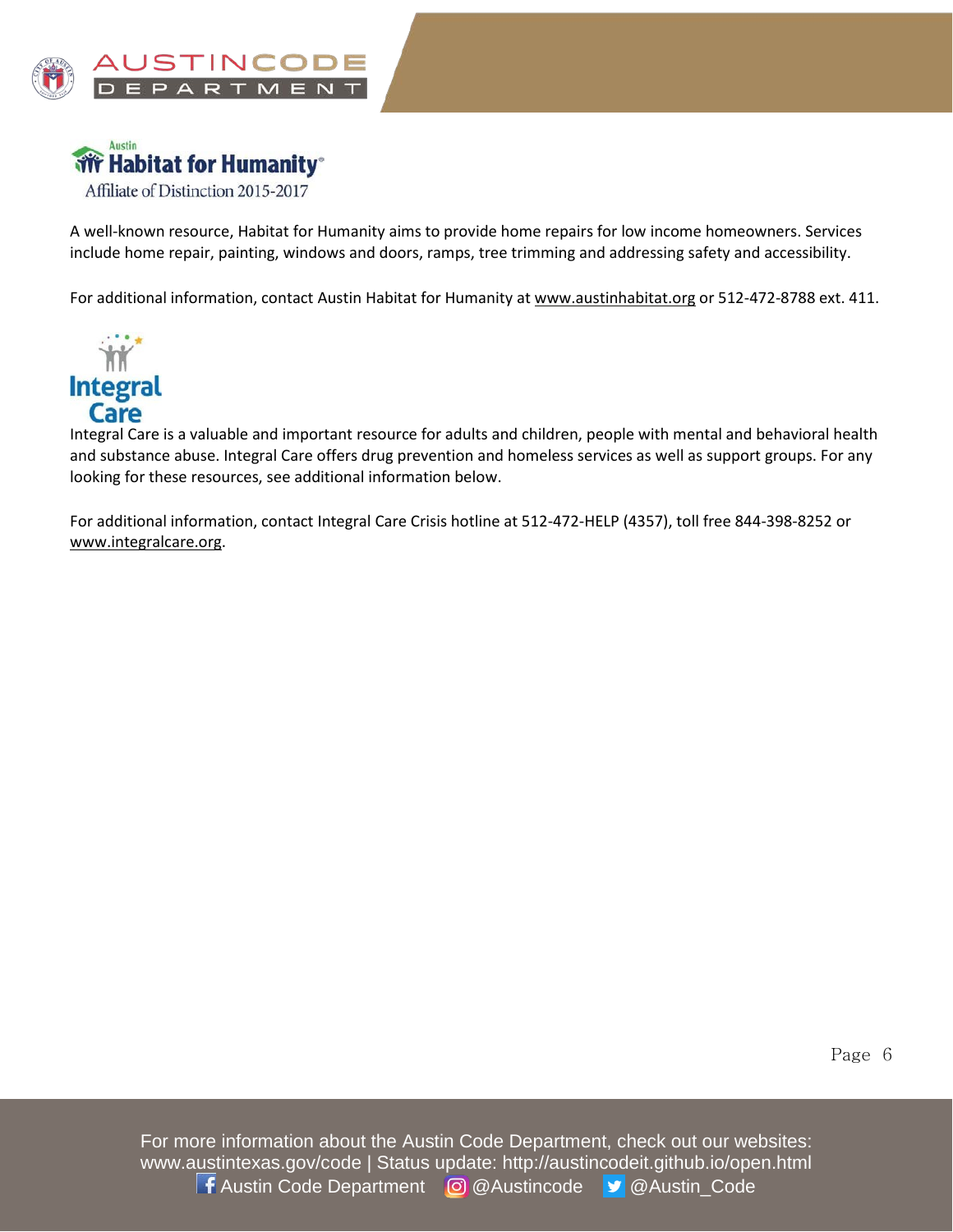**Austin Habitat for Humanity**

Affiliate of Distinction 2015-2017

A well-known resource, Habitat for Humanity aims to provide home repairs for low income homeowners. Services include home repair, painting, windows and doors, ramps, tree trimming and addressing safety and accessibility.

For additional information, contact Austin Habitat for Humanity at www.austinhabitat.org or 512-472-8788 ext. 411.

**Integral Care**

Integral Care is a valuable and important resource for adults and children, people with mental and behavioral health and substance abuse. Integral Care offers drug prevention and homeless services as well as support groups. For any looking for these resources, see additional information below.

For additional information, contact Integral Care Crisis hotline at 512-472-HELP (4357), toll free 844-398-8252 or www.integralcare.org.